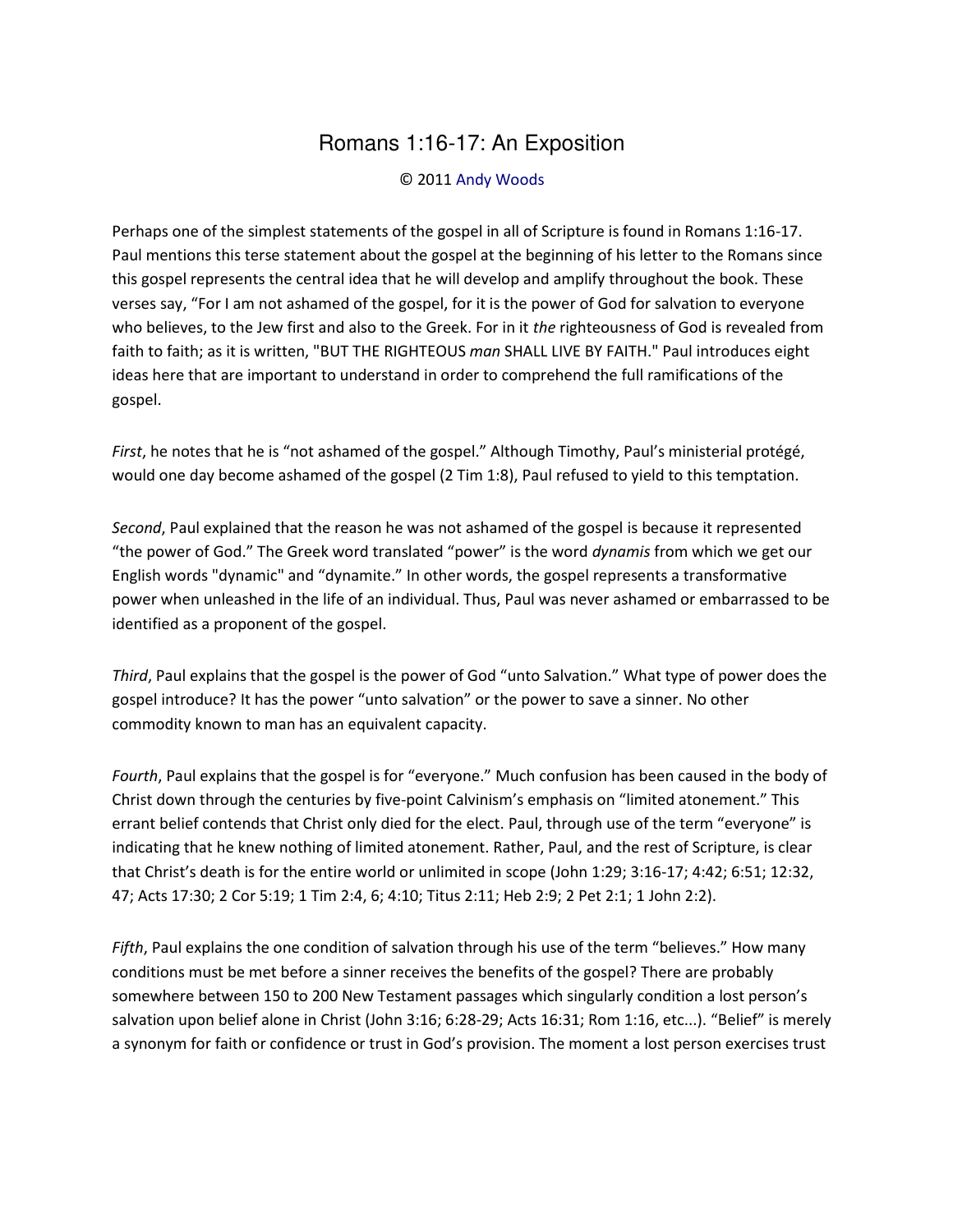# Romans 1:16-17: An Exposition

© 2011 Andy Woods

Perhaps one of the simplest statements of the gospel in all of Scripture is found in Romans 1:16-17. Paul mentions this terse statement about the gospel at the beginning of his letter to the Romans since this gospel represents the central idea that he will develop and amplify throughout the book. These verses say, "For I am not ashamed of the gospel, for it is the power of God for salvation to everyone who believes, to the Jew first and also to the Greek. For in it *the* righteousness of God is revealed from faith to faith; as it is written, "BUT THE RIGHTEOUS *man* SHALL LIVE BY FAITH." Paul introduces eight ideas here that are important to understand in order to comprehend the full ramifications of the gospel.

*First*, he notes that he is "not ashamed of the gospel." Although Timothy, Paul's ministerial protégé, would one day become ashamed of the gospel (2 Tim 1:8), Paul refused to yield to this temptation.

*Second*, Paul explained that the reason he was not ashamed of the gospel is because it represented "the power of God." The Greek word translated "power" is the word *dynamis* from which we get our English words "dynamic" and "dynamite." In other words, the gospel represents a transformative power when unleashed in the life of an individual. Thus, Paul was never ashamed or embarrassed to be identified as a proponent of the gospel.

*Third*, Paul explains that the gospel is the power of God "unto Salvation." What type of power does the gospel introduce? It has the power "unto salvation" or the power to save a sinner. No other commodity known to man has an equivalent capacity.

*Fourth*, Paul explains that the gospel is for "everyone." Much confusion has been caused in the body of Christ down through the centuries by five-point Calvinism's emphasis on "limited atonement." This errant belief contends that Christ only died for the elect. Paul, through use of the term "everyone" is indicating that he knew nothing of limited atonement. Rather, Paul, and the rest of Scripture, is clear that Christ's death is for the entire world or unlimited in scope (John 1:29; 3:16-17; 4:42; 6:51; 12:32, 47; Acts 17:30; 2 Cor 5:19; 1 Tim 2:4, 6; 4:10; Titus 2:11; Heb 2:9; 2 Pet 2:1; 1 John 2:2).

*Fifth*, Paul explains the one condition of salvation through his use of the term "believes." How many conditions must be met before a sinner receives the benefits of the gospel? There are probably somewhere between 150 to 200 New Testament passages which singularly condition a lost person's salvation upon belief alone in Christ (John 3:16; 6:28-29; Acts 16:31; Rom 1:16, etc...). "Belief" is merely a synonym for faith or confidence or trust in God's provision. The moment a lost person exercises trust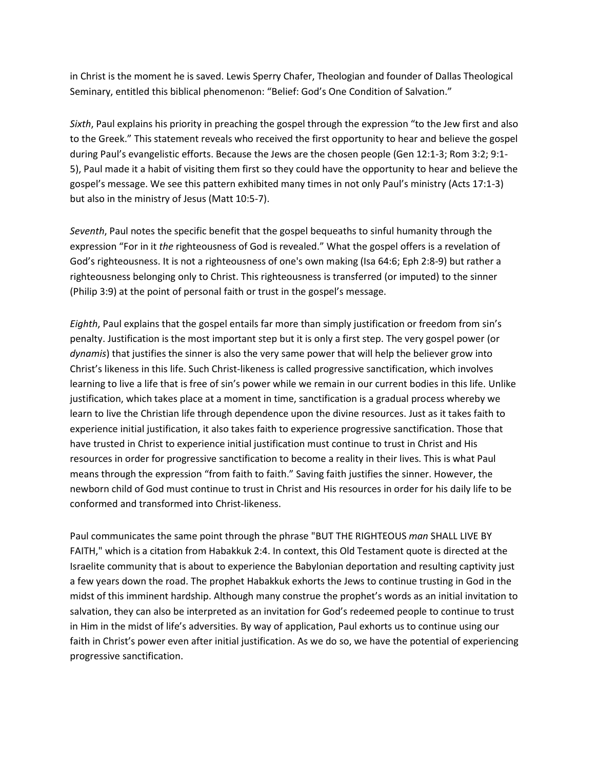in Christ is the moment he is saved. Lewis Sperry Chafer, Theologian and founder of Dallas Theological Seminary, entitled this biblical phenomenon: “Belief: God’s One Condition of Salvation.”

*Sixth*, Paul explains his priority in preaching the gospel through the expression “to the Jew first and also to the Greek.” This statement reveals who received the first opportunity to hear and believe the gospel during Paul’s evangelistic efforts. Because the Jews are the chosen people (Gen 12:1-3; Rom 3:2; 9:1-5), Paul made it a habit of visiting them first so they could have the opportunity to hear and believe the gospel’s message. We see this pattern exhibited many times in not only Paul’s ministry (Acts 17:1-3) but also in the ministry of Jesus (Matt 10:5-7).

*Seventh*, Paul notes the specific benefit that the gospel bequeaths to sinful humanity through the expression “For in it *the* righteousness of God is revealed.” What the gospel offers is a revelation of God’s righteousness. It is not a righteousness of one's own making (Isa 64:6; Eph 2:8-9) but rather a righteousness belonging only to Christ. This righteousness is transferred (or imputed) to the sinner (Philip 3:9) at the point of personal faith or trust in the gospel’s message.

*Eighth*, Paul explains that the gospel entails far more than simply justification or freedom from sin’s penalty. Justification is the most important step but it is only a first step. The very gospel power (or *dynamis*) that justifies the sinner is also the very same power that will help the believer grow into Christ’s likeness in this life. Such Christ-likeness is called progressive sanctification, which involves learning to live a life that is free of sin’s power while we remain in our current bodies in this life. Unlike justification, which takes place at a moment in time, sanctification is a gradual process whereby we learn to live the Christian life through dependence upon the divine resources. Just as it takes faith to experience initial justification, it also takes faith to experience progressive sanctification. Those that have trusted in Christ to experience initial justification must continue to trust in Christ and His resources in order for progressive sanctification to become a reality in their lives. This is what Paul means through the expression “from faith to faith.” Saving faith justifies the sinner. However, the newborn child of God must continue to trust in Christ and His resources in order for his daily life to be conformed and transformed into Christ-likeness.

Paul communicates the same point through the phrase "BUT THE RIGHTEOUS *man* SHALL LIVE BY FAITH," which is a citation from Habakkuk 2:4. In context, this Old Testament quote is directed at the Israelite community that is about to experience the Babylonian deportation and resulting captivity just a few years down the road. The prophet Habakkuk exhorts the Jews to continue trusting in God in the midst of this imminent hardship. Although many construe the prophet’s words as an initial invitation to salvation, they can also be interpreted as an invitation for God’s redeemed people to continue to trust in Him in the midst of life’s adversities. By way of application, Paul exhorts us to continue using our faith in Christ’s power even after initial justification. As we do so, we have the potential of experiencing progressive sanctification.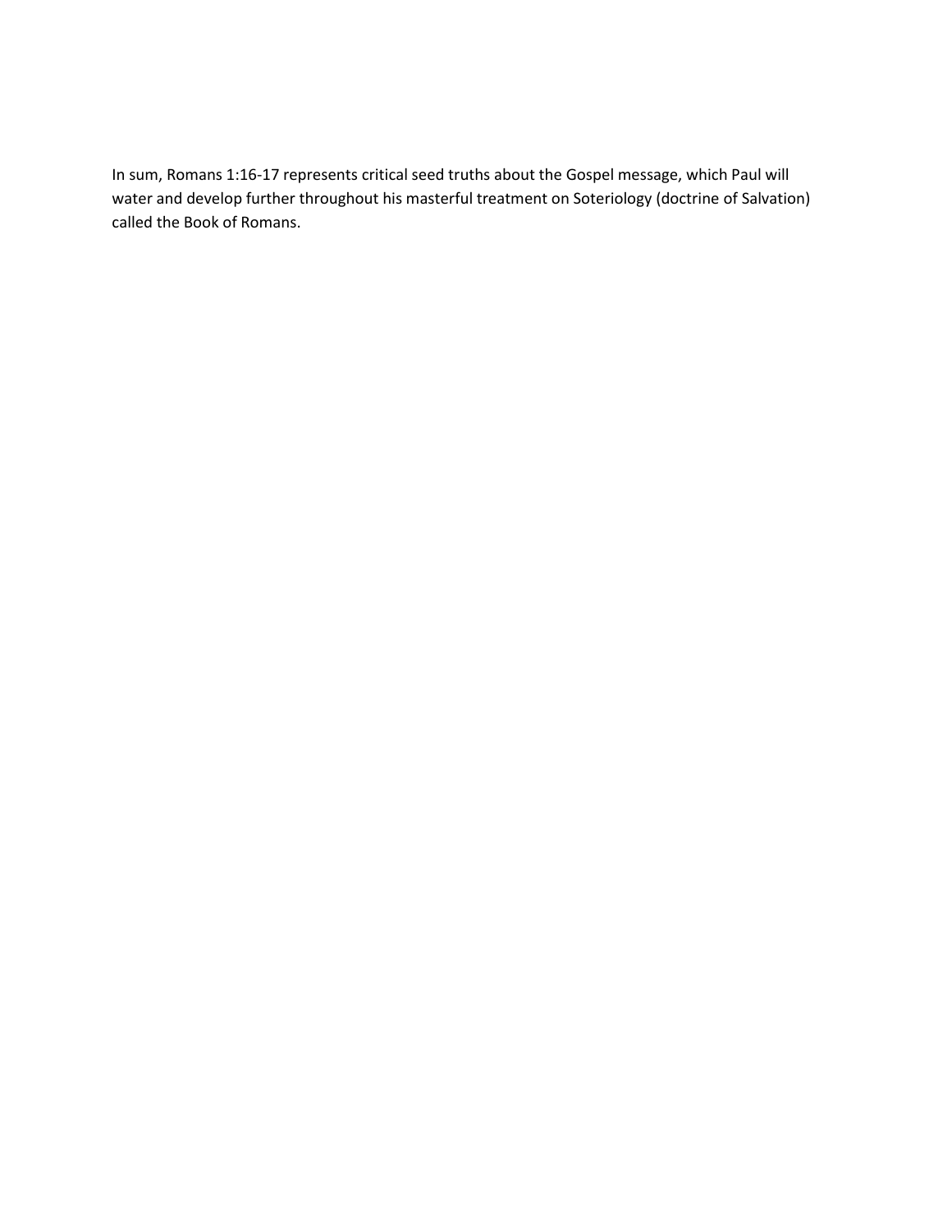In sum, Romans 1:16-17 represents critical seed truths about the Gospel message, which Paul will water and develop further throughout his masterful treatment on Soteriology (doctrine of Salvation) called the Book of Romans.